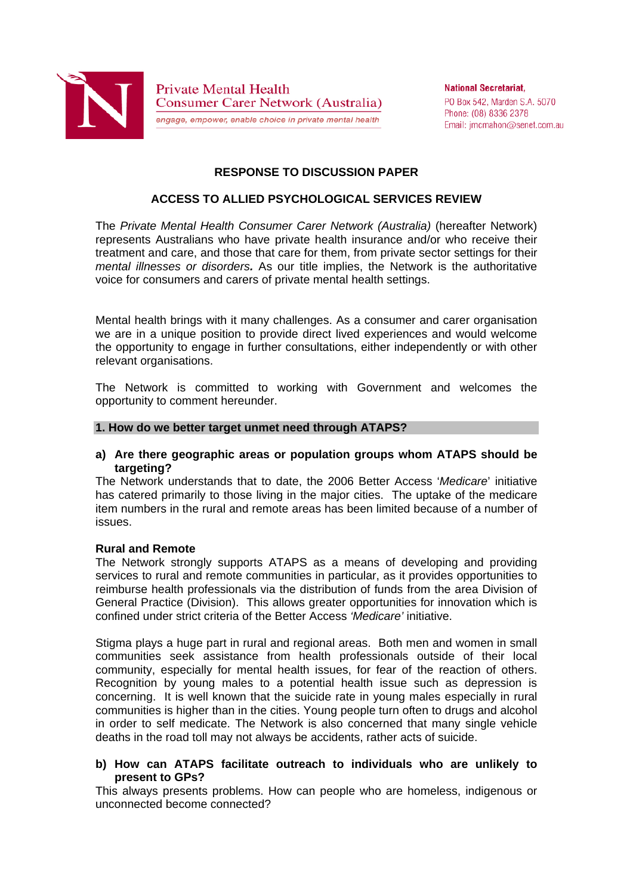Private Mental Health Consumer Carer Network (Australia)

*engage, empower, enable choice in private mental health*

**National Secretariat,**
PO Box 542, Marden S.A. 5070
Phone: (08) 8336 2378
Email: jmcmahon@senet.com.au

## RESPONSE TO DISCUSSION PAPER

## ACCESS TO ALLIED PSYCHOLOGICAL SERVICES REVIEW

The *Private Mental Health Consumer Carer Network (Australia)* (hereafter Network) represents Australians who have private health insurance and/or who receive their treatment and care, and those that care for them, from private sector settings for their *mental illnesses or disorders.* As our title implies, the Network is the authoritative voice for consumers and carers of private mental health settings.

Mental health brings with it many challenges. As a consumer and carer organisation we are in a unique position to provide direct lived experiences and would welcome the opportunity to engage in further consultations, either independently or with other relevant organisations.

The Network is committed to working with Government and welcomes the opportunity to comment hereunder.

### 1. How do we better target unmet need through ATAPS?

**a) Are there geographic areas or population groups whom ATAPS should be targeting?**

The Network understands that to date, the 2006 Better Access '*Medicare*' initiative has catered primarily to those living in the major cities. The uptake of the medicare item numbers in the rural and remote areas has been limited because of a number of issues.

**Rural and Remote**

The Network strongly supports ATAPS as a means of developing and providing services to rural and remote communities in particular, as it provides opportunities to reimburse health professionals via the distribution of funds from the area Division of General Practice (Division). This allows greater opportunities for innovation which is confined under strict criteria of the Better Access *'Medicare'* initiative.

Stigma plays a huge part in rural and regional areas. Both men and women in small communities seek assistance from health professionals outside of their local community, especially for mental health issues, for fear of the reaction of others. Recognition by young males to a potential health issue such as depression is concerning. It is well known that the suicide rate in young males especially in rural communities is higher than in the cities. Young people turn often to drugs and alcohol in order to self medicate. The Network is also concerned that many single vehicle deaths in the road toll may not always be accidents, rather acts of suicide.

**b) How can ATAPS facilitate outreach to individuals who are unlikely to present to GPs?**

This always presents problems. How can people who are homeless, indigenous or unconnected become connected?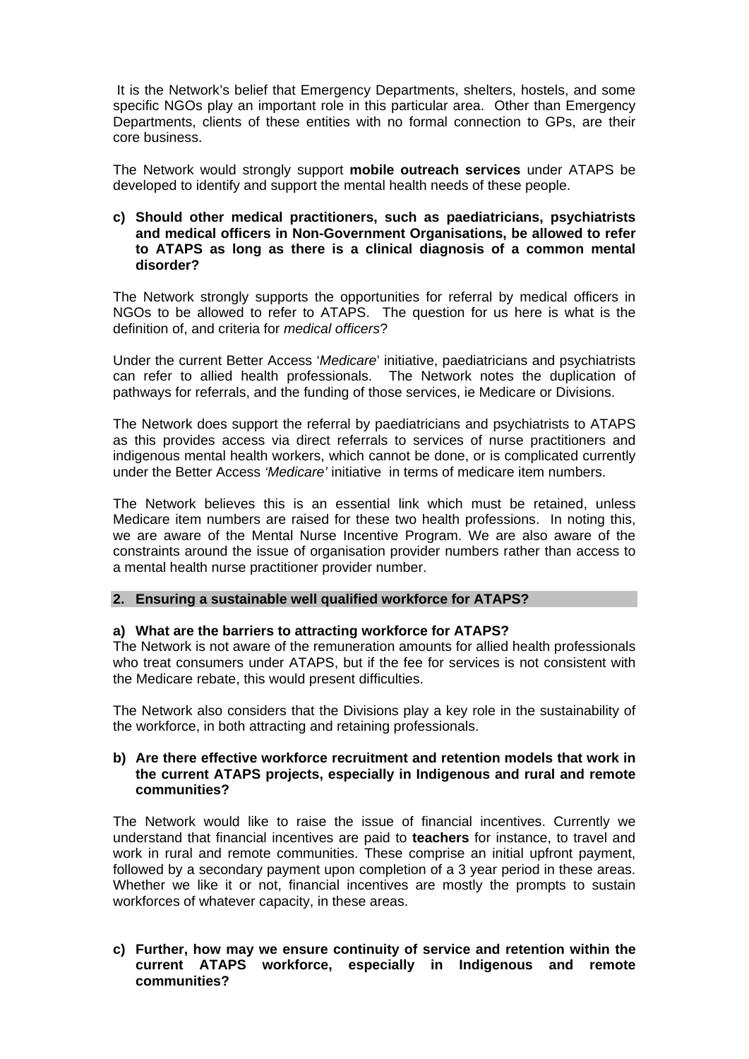It is the Network's belief that Emergency Departments, shelters, hostels, and some specific NGOs play an important role in this particular area. Other than Emergency Departments, clients of these entities with no formal connection to GPs, are their core business.

The Network would strongly support **mobile outreach services** under ATAPS be developed to identify and support the mental health needs of these people.

**c) Should other medical practitioners, such as paediatricians, psychiatrists and medical officers in Non-Government Organisations, be allowed to refer to ATAPS as long as there is a clinical diagnosis of a common mental disorder?**

The Network strongly supports the opportunities for referral by medical officers in NGOs to be allowed to refer to ATAPS. The question for us here is what is the definition of, and criteria for *medical officers*?

Under the current Better Access '*Medicare*' initiative, paediatricians and psychiatrists can refer to allied health professionals. The Network notes the duplication of pathways for referrals, and the funding of those services, ie Medicare or Divisions.

The Network does support the referral by paediatricians and psychiatrists to ATAPS as this provides access via direct referrals to services of nurse practitioners and indigenous mental health workers, which cannot be done, or is complicated currently under the Better Access *'Medicare'* initiative in terms of medicare item numbers.

The Network believes this is an essential link which must be retained, unless Medicare item numbers are raised for these two health professions. In noting this, we are aware of the Mental Nurse Incentive Program. We are also aware of the constraints around the issue of organisation provider numbers rather than access to a mental health nurse practitioner provider number.

## 2. Ensuring a sustainable well qualified workforce for ATAPS?

**a) What are the barriers to attracting workforce for ATAPS?**

The Network is not aware of the remuneration amounts for allied health professionals who treat consumers under ATAPS, but if the fee for services is not consistent with the Medicare rebate, this would present difficulties.

The Network also considers that the Divisions play a key role in the sustainability of the workforce, in both attracting and retaining professionals.

**b) Are there effective workforce recruitment and retention models that work in the current ATAPS projects, especially in Indigenous and rural and remote communities?**

The Network would like to raise the issue of financial incentives. Currently we understand that financial incentives are paid to **teachers** for instance, to travel and work in rural and remote communities. These comprise an initial upfront payment, followed by a secondary payment upon completion of a 3 year period in these areas. Whether we like it or not, financial incentives are mostly the prompts to sustain workforces of whatever capacity, in these areas.

**c) Further, how may we ensure continuity of service and retention within the current ATAPS workforce, especially in Indigenous and remote communities?**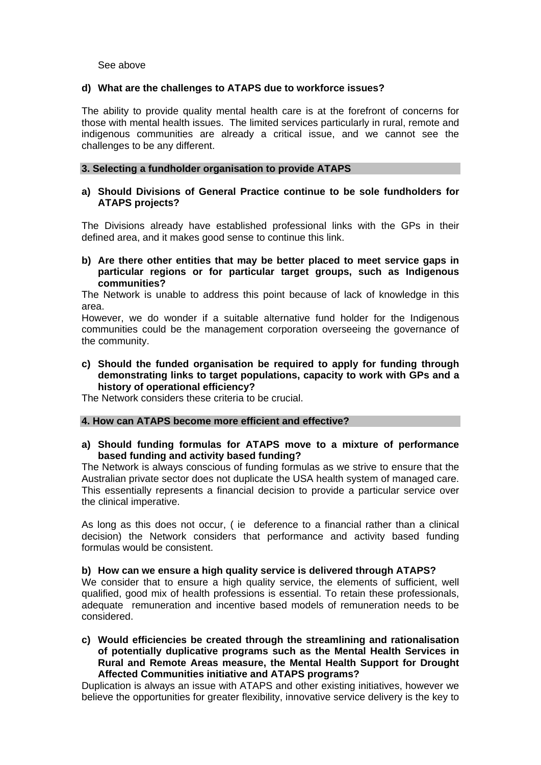See above

**d) What are the challenges to ATAPS due to workforce issues?**

The ability to provide quality mental health care is at the forefront of concerns for those with mental health issues. The limited services particularly in rural, remote and indigenous communities are already a critical issue, and we cannot see the challenges to be any different.

## 3. Selecting a fundholder organisation to provide ATAPS

**a) Should Divisions of General Practice continue to be sole fundholders for ATAPS projects?**

The Divisions already have established professional links with the GPs in their defined area, and it makes good sense to continue this link.

**b) Are there other entities that may be better placed to meet service gaps in particular regions or for particular target groups, such as Indigenous communities?**

The Network is unable to address this point because of lack of knowledge in this area.

However, we do wonder if a suitable alternative fund holder for the Indigenous communities could be the management corporation overseeing the governance of the community.

**c) Should the funded organisation be required to apply for funding through demonstrating links to target populations, capacity to work with GPs and a history of operational efficiency?**

The Network considers these criteria to be crucial.

## 4. How can ATAPS become more efficient and effective?

**a) Should funding formulas for ATAPS move to a mixture of performance based funding and activity based funding?**

The Network is always conscious of funding formulas as we strive to ensure that the Australian private sector does not duplicate the USA health system of managed care. This essentially represents a financial decision to provide a particular service over the clinical imperative.

As long as this does not occur, ( ie deference to a financial rather than a clinical decision) the Network considers that performance and activity based funding formulas would be consistent.

**b) How can we ensure a high quality service is delivered through ATAPS?**

We consider that to ensure a high quality service, the elements of sufficient, well qualified, good mix of health professions is essential. To retain these professionals, adequate remuneration and incentive based models of remuneration needs to be considered.

**c) Would efficiencies be created through the streamlining and rationalisation of potentially duplicative programs such as the Mental Health Services in Rural and Remote Areas measure, the Mental Health Support for Drought Affected Communities initiative and ATAPS programs?**

Duplication is always an issue with ATAPS and other existing initiatives, however we believe the opportunities for greater flexibility, innovative service delivery is the key to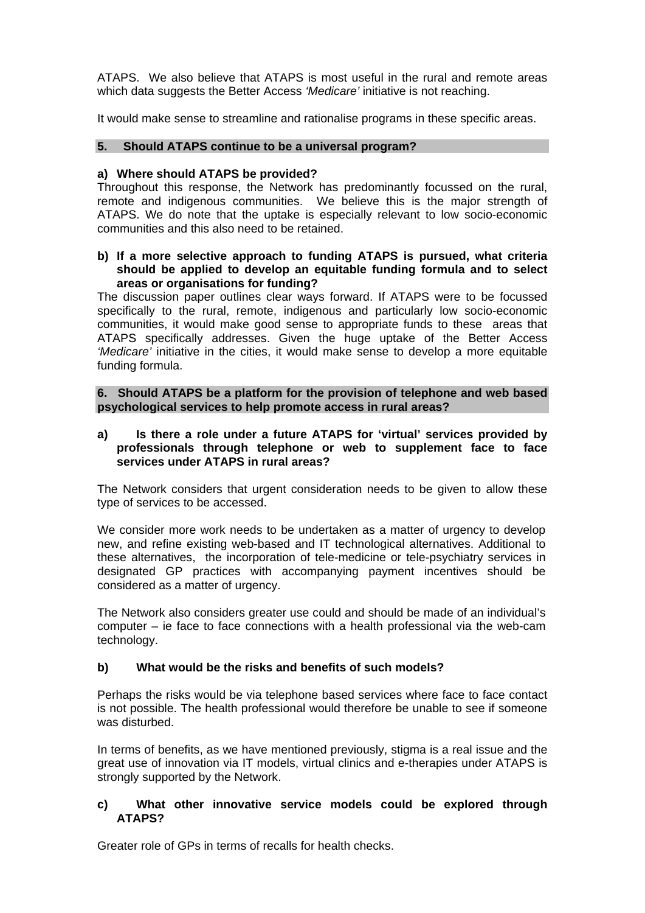ATAPS. We also believe that ATAPS is most useful in the rural and remote areas which data suggests the Better Access *'Medicare'* initiative is not reaching.

It would make sense to streamline and rationalise programs in these specific areas.

### 5. Should ATAPS continue to be a universal program?

**a) Where should ATAPS be provided?**

Throughout this response, the Network has predominantly focussed on the rural, remote and indigenous communities. We believe this is the major strength of ATAPS. We do note that the uptake is especially relevant to low socio-economic communities and this also need to be retained.

**b) If a more selective approach to funding ATAPS is pursued, what criteria should be applied to develop an equitable funding formula and to select areas or organisations for funding?**

The discussion paper outlines clear ways forward. If ATAPS were to be focussed specifically to the rural, remote, indigenous and particularly low socio-economic communities, it would make good sense to appropriate funds to these areas that ATAPS specifically addresses. Given the huge uptake of the Better Access *'Medicare'* initiative in the cities, it would make sense to develop a more equitable funding formula.

### 6. Should ATAPS be a platform for the provision of telephone and web based psychological services to help promote access in rural areas?

**a) Is there a role under a future ATAPS for 'virtual' services provided by professionals through telephone or web to supplement face to face services under ATAPS in rural areas?**

The Network considers that urgent consideration needs to be given to allow these type of services to be accessed.

We consider more work needs to be undertaken as a matter of urgency to develop new, and refine existing web-based and IT technological alternatives. Additional to these alternatives, the incorporation of tele-medicine or tele-psychiatry services in designated GP practices with accompanying payment incentives should be considered as a matter of urgency.

The Network also considers greater use could and should be made of an individual's computer – ie face to face connections with a health professional via the web-cam technology.

**b) What would be the risks and benefits of such models?**

Perhaps the risks would be via telephone based services where face to face contact is not possible. The health professional would therefore be unable to see if someone was disturbed.

In terms of benefits, as we have mentioned previously, stigma is a real issue and the great use of innovation via IT models, virtual clinics and e-therapies under ATAPS is strongly supported by the Network.

**c) What other innovative service models could be explored through ATAPS?**

Greater role of GPs in terms of recalls for health checks.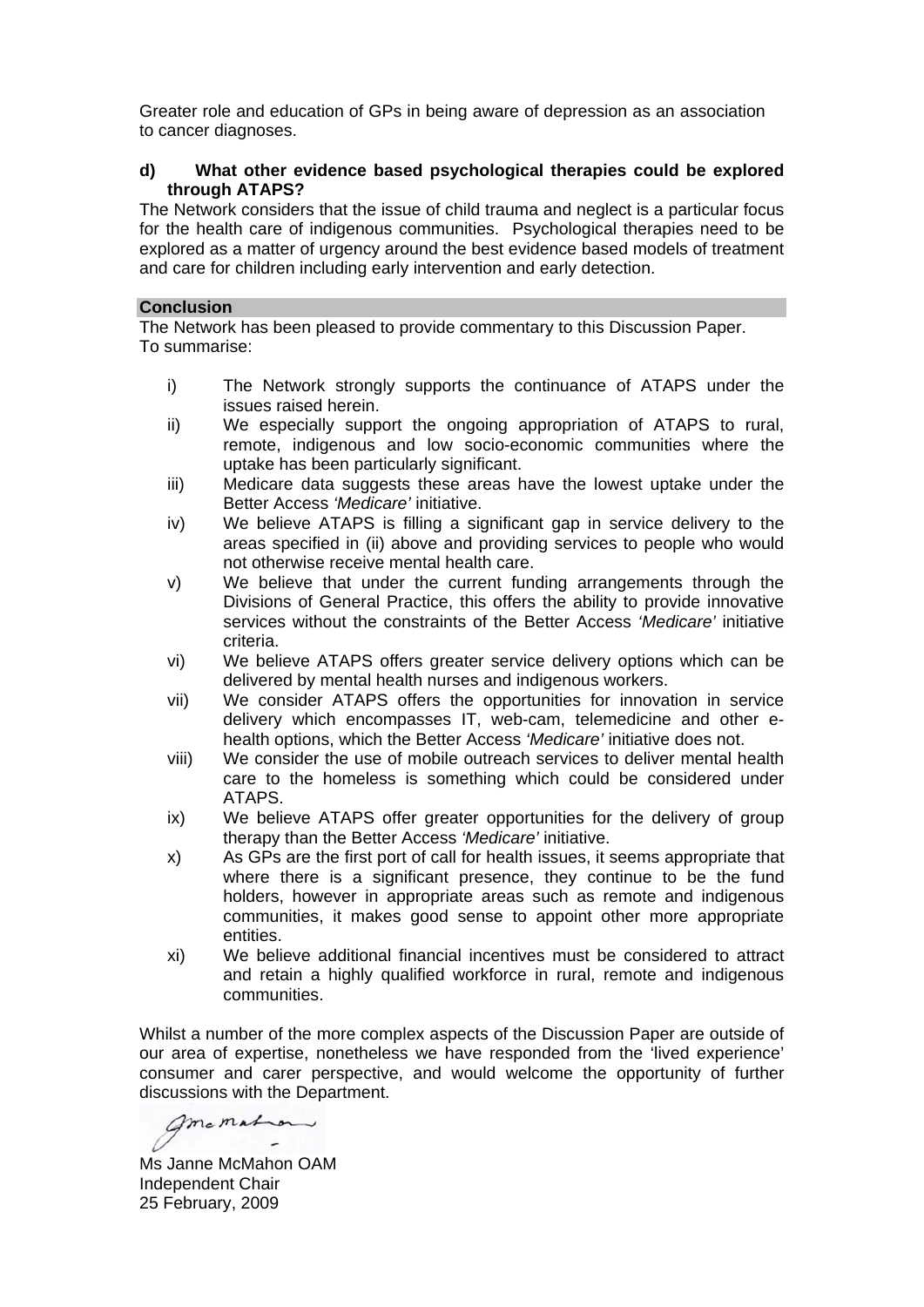Greater role and education of GPs in being aware of depression as an association to cancer diagnoses.

**d) What other evidence based psychological therapies could be explored through ATAPS?**

The Network considers that the issue of child trauma and neglect is a particular focus for the health care of indigenous communities. Psychological therapies need to be explored as a matter of urgency around the best evidence based models of treatment and care for children including early intervention and early detection.

## Conclusion

The Network has been pleased to provide commentary to this Discussion Paper. To summarise:

i) The Network strongly supports the continuance of ATAPS under the issues raised herein.

ii) We especially support the ongoing appropriation of ATAPS to rural, remote, indigenous and low socio-economic communities where the uptake has been particularly significant.

iii) Medicare data suggests these areas have the lowest uptake under the Better Access *'Medicare'* initiative.

iv) We believe ATAPS is filling a significant gap in service delivery to the areas specified in (ii) above and providing services to people who would not otherwise receive mental health care.

v) We believe that under the current funding arrangements through the Divisions of General Practice, this offers the ability to provide innovative services without the constraints of the Better Access *'Medicare'* initiative criteria.

vi) We believe ATAPS offers greater service delivery options which can be delivered by mental health nurses and indigenous workers.

vii) We consider ATAPS offers the opportunities for innovation in service delivery which encompasses IT, web-cam, telemedicine and other e-health options, which the Better Access *'Medicare'* initiative does not.

viii) We consider the use of mobile outreach services to deliver mental health care to the homeless is something which could be considered under ATAPS.

ix) We believe ATAPS offer greater opportunities for the delivery of group therapy than the Better Access *'Medicare'* initiative.

x) As GPs are the first port of call for health issues, it seems appropriate that where there is a significant presence, they continue to be the fund holders, however in appropriate areas such as remote and indigenous communities, it makes good sense to appoint other more appropriate entities.

xi) We believe additional financial incentives must be considered to attract and retain a highly qualified workforce in rural, remote and indigenous communities.

Whilst a number of the more complex aspects of the Discussion Paper are outside of our area of expertise, nonetheless we have responded from the 'lived experience' consumer and carer perspective, and would welcome the opportunity of further discussions with the Department.

Ms Janne McMahon OAM
Independent Chair
25 February, 2009